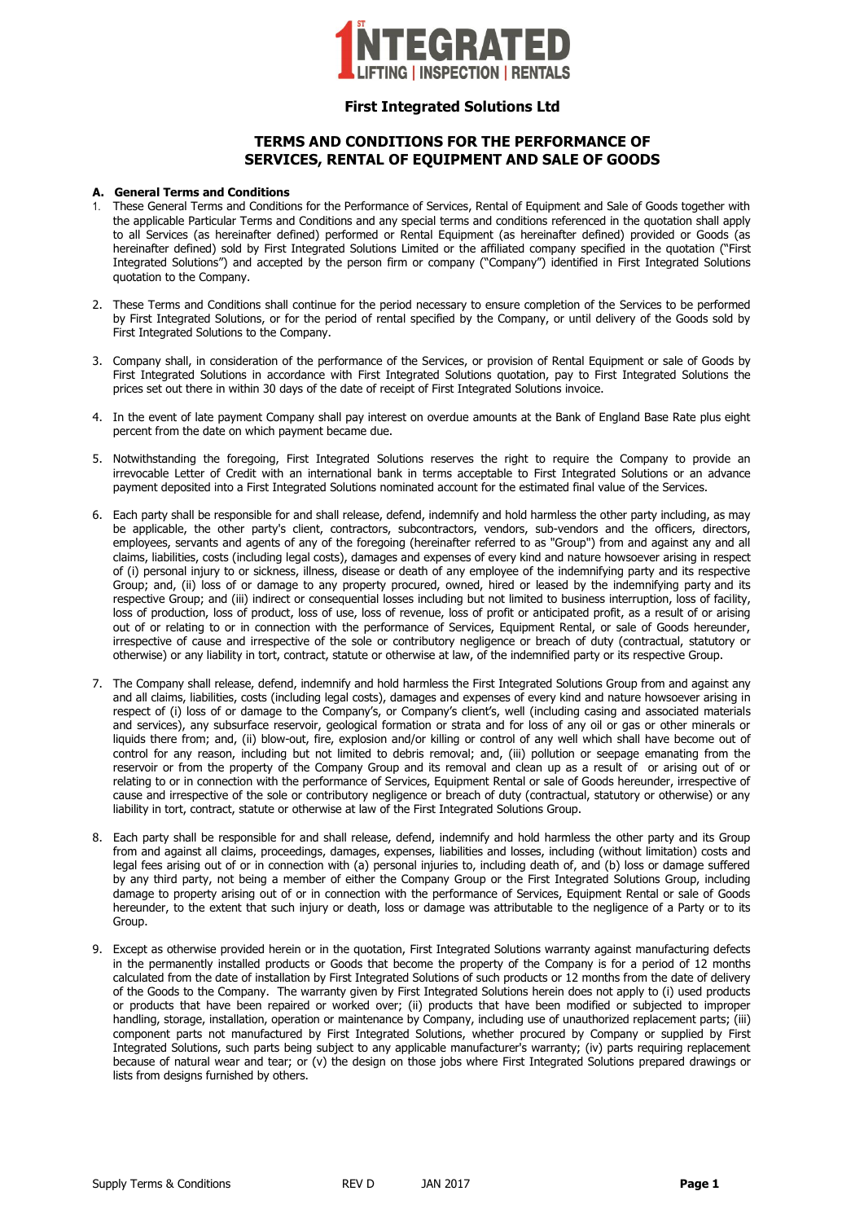# First Integrated Solutions Ltd

## TERMS AND CONDITIONS FOR THE PERFORMANCE OF SERVICES, RENTAL OF EQUIPMENT AND SALE OF GOODS

**A. General Terms and Conditions**

1. These General Terms and Conditions for the Performance of Services, Rental of Equipment and Sale of Goods together with the applicable Particular Terms and Conditions and any special terms and conditions referenced in the quotation shall apply to all Services (as hereinafter defined) performed or Rental Equipment (as hereinafter defined) provided or Goods (as hereinafter defined) sold by First Integrated Solutions Limited or the affiliated company specified in the quotation ("First Integrated Solutions") and accepted by the person firm or company ("Company") identified in First Integrated Solutions quotation to the Company.

2. These Terms and Conditions shall continue for the period necessary to ensure completion of the Services to be performed by First Integrated Solutions, or for the period of rental specified by the Company, or until delivery of the Goods sold by First Integrated Solutions to the Company.

3. Company shall, in consideration of the performance of the Services, or provision of Rental Equipment or sale of Goods by First Integrated Solutions in accordance with First Integrated Solutions quotation, pay to First Integrated Solutions the prices set out there in within 30 days of the date of receipt of First Integrated Solutions invoice.

4. In the event of late payment Company shall pay interest on overdue amounts at the Bank of England Base Rate plus eight percent from the date on which payment became due.

5. Notwithstanding the foregoing, First Integrated Solutions reserves the right to require the Company to provide an irrevocable Letter of Credit with an international bank in terms acceptable to First Integrated Solutions or an advance payment deposited into a First Integrated Solutions nominated account for the estimated final value of the Services.

6. Each party shall be responsible for and shall release, defend, indemnify and hold harmless the other party including, as may be applicable, the other party's client, contractors, subcontractors, vendors, sub-vendors and the officers, directors, employees, servants and agents of any of the foregoing (hereinafter referred to as "Group") from and against any and all claims, liabilities, costs (including legal costs), damages and expenses of every kind and nature howsoever arising in respect of (i) personal injury to or sickness, illness, disease or death of any employee of the indemnifying party and its respective Group; and, (ii) loss of or damage to any property procured, owned, hired or leased by the indemnifying party and its respective Group; and (iii) indirect or consequential losses including but not limited to business interruption, loss of facility, loss of production, loss of product, loss of use, loss of revenue, loss of profit or anticipated profit, as a result of or arising out of or relating to or in connection with the performance of Services, Equipment Rental, or sale of Goods hereunder, irrespective of cause and irrespective of the sole or contributory negligence or breach of duty (contractual, statutory or otherwise) or any liability in tort, contract, statute or otherwise at law, of the indemnified party or its respective Group.

7. The Company shall release, defend, indemnify and hold harmless the First Integrated Solutions Group from and against any and all claims, liabilities, costs (including legal costs), damages and expenses of every kind and nature howsoever arising in respect of (i) loss of or damage to the Company's, or Company's client's, well (including casing and associated materials and services), any subsurface reservoir, geological formation or strata and for loss of any oil or gas or other minerals or liquids there from; and, (ii) blow-out, fire, explosion and/or killing or control of any well which shall have become out of control for any reason, including but not limited to debris removal; and, (iii) pollution or seepage emanating from the reservoir or from the property of the Company Group and its removal and clean up as a result of or arising out of or relating to or in connection with the performance of Services, Equipment Rental or sale of Goods hereunder, irrespective of cause and irrespective of the sole or contributory negligence or breach of duty (contractual, statutory or otherwise) or any liability in tort, contract, statute or otherwise at law of the First Integrated Solutions Group.

8. Each party shall be responsible for and shall release, defend, indemnify and hold harmless the other party and its Group from and against all claims, proceedings, damages, expenses, liabilities and losses, including (without limitation) costs and legal fees arising out of or in connection with (a) personal injuries to, including death of, and (b) loss or damage suffered by any third party, not being a member of either the Company Group or the First Integrated Solutions Group, including damage to property arising out of or in connection with the performance of Services, Equipment Rental or sale of Goods hereunder, to the extent that such injury or death, loss or damage was attributable to the negligence of a Party or to its Group.

9. Except as otherwise provided herein or in the quotation, First Integrated Solutions warranty against manufacturing defects in the permanently installed products or Goods that become the property of the Company is for a period of 12 months calculated from the date of installation by First Integrated Solutions of such products or 12 months from the date of delivery of the Goods to the Company. The warranty given by First Integrated Solutions herein does not apply to (i) used products or products that have been repaired or worked over; (ii) products that have been modified or subjected to improper handling, storage, installation, operation or maintenance by Company, including use of unauthorized replacement parts; (iii) component parts not manufactured by First Integrated Solutions, whether procured by Company or supplied by First Integrated Solutions, such parts being subject to any applicable manufacturer's warranty; (iv) parts requiring replacement because of natural wear and tear; or (v) the design on those jobs where First Integrated Solutions prepared drawings or lists from designs furnished by others.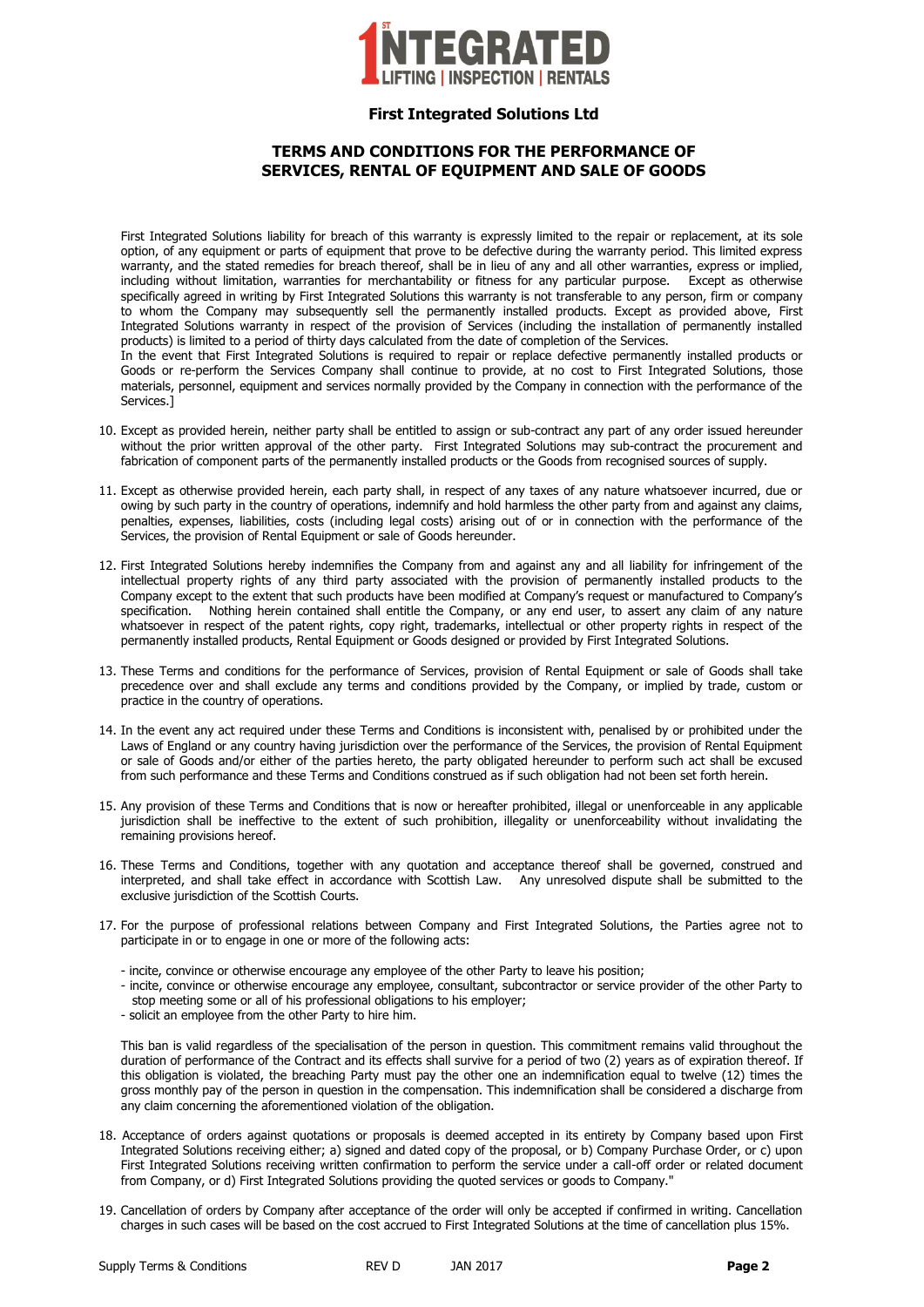## First Integrated Solutions Ltd

## TERMS AND CONDITIONS FOR THE PERFORMANCE OF SERVICES, RENTAL OF EQUIPMENT AND SALE OF GOODS

First Integrated Solutions liability for breach of this warranty is expressly limited to the repair or replacement, at its sole option, of any equipment or parts of equipment that prove to be defective during the warranty period. This limited express warranty, and the stated remedies for breach thereof, shall be in lieu of any and all other warranties, express or implied, including without limitation, warranties for merchantability or fitness for any particular purpose. Except as otherwise specifically agreed in writing by First Integrated Solutions this warranty is not transferable to any person, firm or company to whom the Company may subsequently sell the permanently installed products. Except as provided above, First Integrated Solutions warranty in respect of the provision of Services (including the installation of permanently installed products) is limited to a period of thirty days calculated from the date of completion of the Services.
In the event that First Integrated Solutions is required to repair or replace defective permanently installed products or Goods or re-perform the Services Company shall continue to provide, at no cost to First Integrated Solutions, those materials, personnel, equipment and services normally provided by the Company in connection with the performance of the Services.]

10. Except as provided herein, neither party shall be entitled to assign or sub-contract any part of any order issued hereunder without the prior written approval of the other party. First Integrated Solutions may sub-contract the procurement and fabrication of component parts of the permanently installed products or the Goods from recognised sources of supply.

11. Except as otherwise provided herein, each party shall, in respect of any taxes of any nature whatsoever incurred, due or owing by such party in the country of operations, indemnify and hold harmless the other party from and against any claims, penalties, expenses, liabilities, costs (including legal costs) arising out of or in connection with the performance of the Services, the provision of Rental Equipment or sale of Goods hereunder.

12. First Integrated Solutions hereby indemnifies the Company from and against any and all liability for infringement of the intellectual property rights of any third party associated with the provision of permanently installed products to the Company except to the extent that such products have been modified at Company's request or manufactured to Company's specification. Nothing herein contained shall entitle the Company, or any end user, to assert any claim of any nature whatsoever in respect of the patent rights, copy right, trademarks, intellectual or other property rights in respect of the permanently installed products, Rental Equipment or Goods designed or provided by First Integrated Solutions.

13. These Terms and conditions for the performance of Services, provision of Rental Equipment or sale of Goods shall take precedence over and shall exclude any terms and conditions provided by the Company, or implied by trade, custom or practice in the country of operations.

14. In the event any act required under these Terms and Conditions is inconsistent with, penalised by or prohibited under the Laws of England or any country having jurisdiction over the performance of the Services, the provision of Rental Equipment or sale of Goods and/or either of the parties hereto, the party obligated hereunder to perform such act shall be excused from such performance and these Terms and Conditions construed as if such obligation had not been set forth herein.

15. Any provision of these Terms and Conditions that is now or hereafter prohibited, illegal or unenforceable in any applicable jurisdiction shall be ineffective to the extent of such prohibition, illegality or unenforceability without invalidating the remaining provisions hereof.

16. These Terms and Conditions, together with any quotation and acceptance thereof shall be governed, construed and interpreted, and shall take effect in accordance with Scottish Law. Any unresolved dispute shall be submitted to the exclusive jurisdiction of the Scottish Courts.

17. For the purpose of professional relations between Company and First Integrated Solutions, the Parties agree not to participate in or to engage in one or more of the following acts:

    - incite, convince or otherwise encourage any employee of the other Party to leave his position;
    - incite, convince or otherwise encourage any employee, consultant, subcontractor or service provider of the other Party to stop meeting some or all of his professional obligations to his employer;
    - solicit an employee from the other Party to hire him.

    This ban is valid regardless of the specialisation of the person in question. This commitment remains valid throughout the duration of performance of the Contract and its effects shall survive for a period of two (2) years as of expiration thereof. If this obligation is violated, the breaching Party must pay the other one an indemnification equal to twelve (12) times the gross monthly pay of the person in question in the compensation. This indemnification shall be considered a discharge from any claim concerning the aforementioned violation of the obligation.

18. Acceptance of orders against quotations or proposals is deemed accepted in its entirety by Company based upon First Integrated Solutions receiving either; a) signed and dated copy of the proposal, or b) Company Purchase Order, or c) upon First Integrated Solutions receiving written confirmation to perform the service under a call-off order or related document from Company, or d) First Integrated Solutions providing the quoted services or goods to Company."

19. Cancellation of orders by Company after acceptance of the order will only be accepted if confirmed in writing. Cancellation charges in such cases will be based on the cost accrued to First Integrated Solutions at the time of cancellation plus 15%.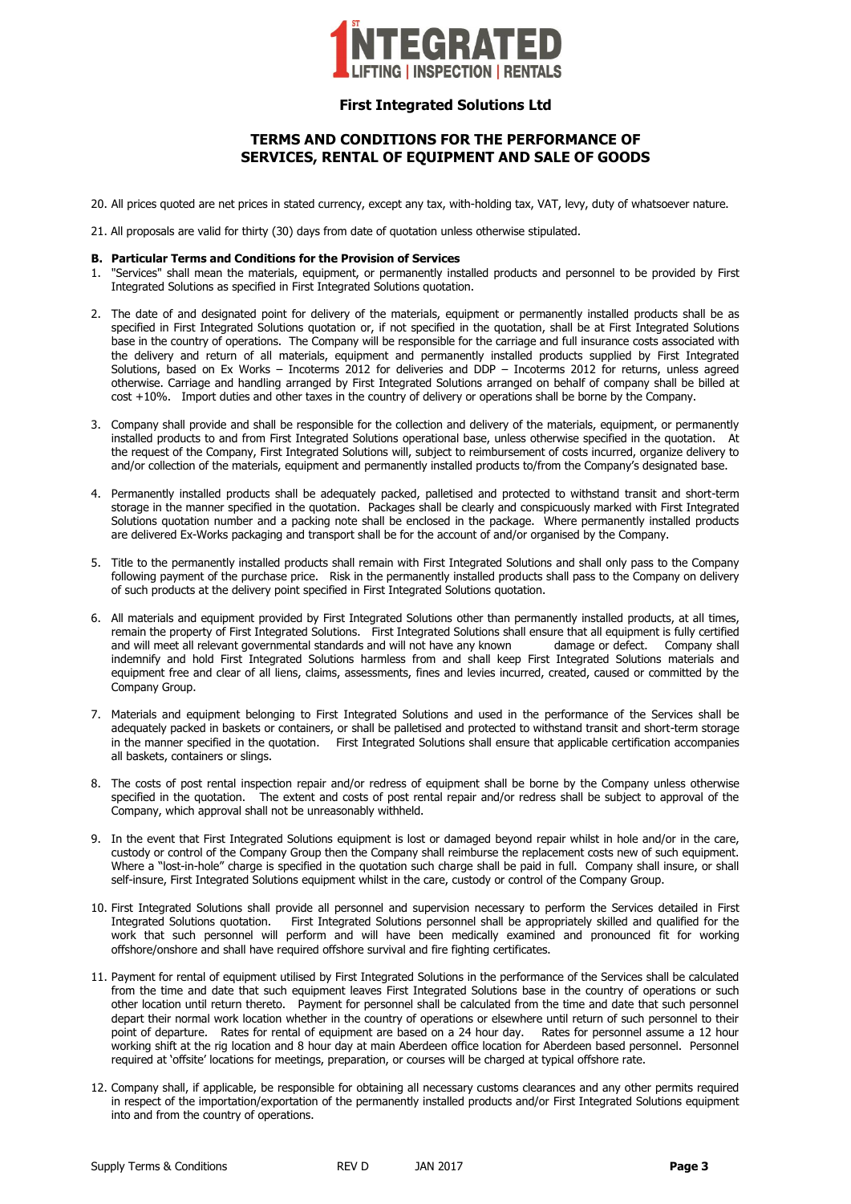20. All prices quoted are net prices in stated currency, except any tax, with-holding tax, VAT, levy, duty of whatsoever nature.

21. All proposals are valid for thirty (30) days from date of quotation unless otherwise stipulated.

**B. Particular Terms and Conditions for the Provision of Services**

1. "Services" shall mean the materials, equipment, or permanently installed products and personnel to be provided by First Integrated Solutions as specified in First Integrated Solutions quotation.

2. The date of and designated point for delivery of the materials, equipment or permanently installed products shall be as specified in First Integrated Solutions quotation or, if not specified in the quotation, shall be at First Integrated Solutions base in the country of operations. The Company will be responsible for the carriage and full insurance costs associated with the delivery and return of all materials, equipment and permanently installed products supplied by First Integrated Solutions, based on Ex Works – Incoterms 2012 for deliveries and DDP – Incoterms 2012 for returns, unless agreed otherwise. Carriage and handling arranged by First Integrated Solutions arranged on behalf of company shall be billed at cost +10%. Import duties and other taxes in the country of delivery or operations shall be borne by the Company.

3. Company shall provide and shall be responsible for the collection and delivery of the materials, equipment, or permanently installed products to and from First Integrated Solutions operational base, unless otherwise specified in the quotation. At the request of the Company, First Integrated Solutions will, subject to reimbursement of costs incurred, organize delivery to and/or collection of the materials, equipment and permanently installed products to/from the Company's designated base.

4. Permanently installed products shall be adequately packed, palletised and protected to withstand transit and short-term storage in the manner specified in the quotation. Packages shall be clearly and conspicuously marked with First Integrated Solutions quotation number and a packing note shall be enclosed in the package. Where permanently installed products are delivered Ex-Works packaging and transport shall be for the account of and/or organised by the Company.

5. Title to the permanently installed products shall remain with First Integrated Solutions and shall only pass to the Company following payment of the purchase price. Risk in the permanently installed products shall pass to the Company on delivery of such products at the delivery point specified in First Integrated Solutions quotation.

6. All materials and equipment provided by First Integrated Solutions other than permanently installed products, at all times, remain the property of First Integrated Solutions. First Integrated Solutions shall ensure that all equipment is fully certified and will meet all relevant governmental standards and will not have any known damage or defect. Company shall indemnify and hold First Integrated Solutions harmless from and shall keep First Integrated Solutions materials and equipment free and clear of all liens, claims, assessments, fines and levies incurred, created, caused or committed by the Company Group.

7. Materials and equipment belonging to First Integrated Solutions and used in the performance of the Services shall be adequately packed in baskets or containers, or shall be palletised and protected to withstand transit and short-term storage in the manner specified in the quotation. First Integrated Solutions shall ensure that applicable certification accompanies all baskets, containers or slings.

8. The costs of post rental inspection repair and/or redress of equipment shall be borne by the Company unless otherwise specified in the quotation. The extent and costs of post rental repair and/or redress shall be subject to approval of the Company, which approval shall not be unreasonably withheld.

9. In the event that First Integrated Solutions equipment is lost or damaged beyond repair whilst in hole and/or in the care, custody or control of the Company Group then the Company shall reimburse the replacement costs new of such equipment. Where a "lost-in-hole" charge is specified in the quotation such charge shall be paid in full. Company shall insure, or shall self-insure, First Integrated Solutions equipment whilst in the care, custody or control of the Company Group.

10. First Integrated Solutions shall provide all personnel and supervision necessary to perform the Services detailed in First Integrated Solutions quotation. First Integrated Solutions personnel shall be appropriately skilled and qualified for the work that such personnel will perform and will have been medically examined and pronounced fit for working offshore/onshore and shall have required offshore survival and fire fighting certificates.

11. Payment for rental of equipment utilised by First Integrated Solutions in the performance of the Services shall be calculated from the time and date that such equipment leaves First Integrated Solutions base in the country of operations or such other location until return thereto. Payment for personnel shall be calculated from the time and date that such personnel depart their normal work location whether in the country of operations or elsewhere until return of such personnel to their point of departure. Rates for rental of equipment are based on a 24 hour day. Rates for personnel assume a 12 hour working shift at the rig location and 8 hour day at main Aberdeen office location for Aberdeen based personnel. Personnel required at 'offsite' locations for meetings, preparation, or courses will be charged at typical offshore rate.

12. Company shall, if applicable, be responsible for obtaining all necessary customs clearances and any other permits required in respect of the importation/exportation of the permanently installed products and/or First Integrated Solutions equipment into and from the country of operations.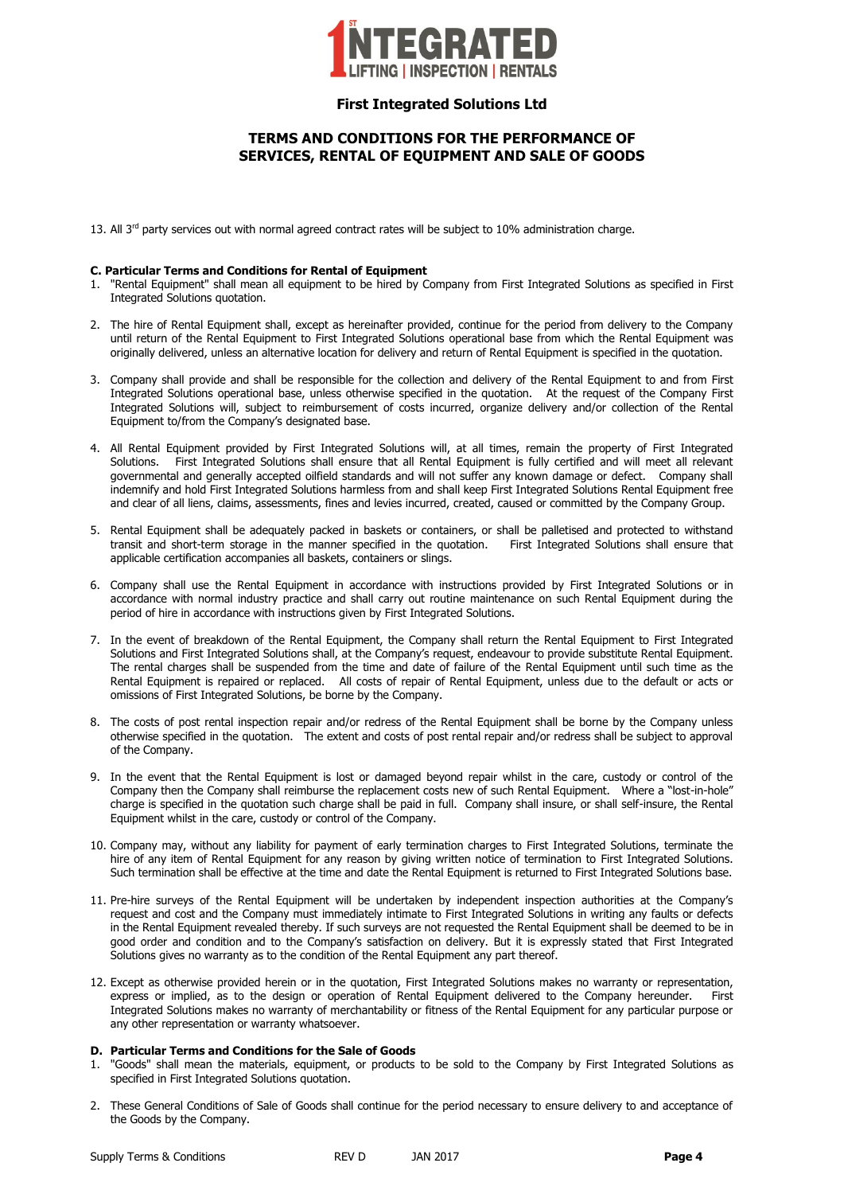13. All 3rd party services out with normal agreed contract rates will be subject to 10% administration charge.

**C. Particular Terms and Conditions for Rental of Equipment**

1. "Rental Equipment" shall mean all equipment to be hired by Company from First Integrated Solutions as specified in First Integrated Solutions quotation.

2. The hire of Rental Equipment shall, except as hereinafter provided, continue for the period from delivery to the Company until return of the Rental Equipment to First Integrated Solutions operational base from which the Rental Equipment was originally delivered, unless an alternative location for delivery and return of Rental Equipment is specified in the quotation.

3. Company shall provide and shall be responsible for the collection and delivery of the Rental Equipment to and from First Integrated Solutions operational base, unless otherwise specified in the quotation. At the request of the Company First Integrated Solutions will, subject to reimbursement of costs incurred, organize delivery and/or collection of the Rental Equipment to/from the Company's designated base.

4. All Rental Equipment provided by First Integrated Solutions will, at all times, remain the property of First Integrated Solutions. First Integrated Solutions shall ensure that all Rental Equipment is fully certified and will meet all relevant governmental and generally accepted oilfield standards and will not suffer any known damage or defect. Company shall indemnify and hold First Integrated Solutions harmless from and shall keep First Integrated Solutions Rental Equipment free and clear of all liens, claims, assessments, fines and levies incurred, created, caused or committed by the Company Group.

5. Rental Equipment shall be adequately packed in baskets or containers, or shall be palletised and protected to withstand transit and short-term storage in the manner specified in the quotation. First Integrated Solutions shall ensure that applicable certification accompanies all baskets, containers or slings.

6. Company shall use the Rental Equipment in accordance with instructions provided by First Integrated Solutions or in accordance with normal industry practice and shall carry out routine maintenance on such Rental Equipment during the period of hire in accordance with instructions given by First Integrated Solutions.

7. In the event of breakdown of the Rental Equipment, the Company shall return the Rental Equipment to First Integrated Solutions and First Integrated Solutions shall, at the Company's request, endeavour to provide substitute Rental Equipment. The rental charges shall be suspended from the time and date of failure of the Rental Equipment until such time as the Rental Equipment is repaired or replaced. All costs of repair of Rental Equipment, unless due to the default or acts or omissions of First Integrated Solutions, be borne by the Company.

8. The costs of post rental inspection repair and/or redress of the Rental Equipment shall be borne by the Company unless otherwise specified in the quotation. The extent and costs of post rental repair and/or redress shall be subject to approval of the Company.

9. In the event that the Rental Equipment is lost or damaged beyond repair whilst in the care, custody or control of the Company then the Company shall reimburse the replacement costs new of such Rental Equipment. Where a "lost-in-hole" charge is specified in the quotation such charge shall be paid in full. Company shall insure, or shall self-insure, the Rental Equipment whilst in the care, custody or control of the Company.

10. Company may, without any liability for payment of early termination charges to First Integrated Solutions, terminate the hire of any item of Rental Equipment for any reason by giving written notice of termination to First Integrated Solutions. Such termination shall be effective at the time and date the Rental Equipment is returned to First Integrated Solutions base.

11. Pre-hire surveys of the Rental Equipment will be undertaken by independent inspection authorities at the Company's request and cost and the Company must immediately intimate to First Integrated Solutions in writing any faults or defects in the Rental Equipment revealed thereby. If such surveys are not requested the Rental Equipment shall be deemed to be in good order and condition and to the Company's satisfaction on delivery. But it is expressly stated that First Integrated Solutions gives no warranty as to the condition of the Rental Equipment any part thereof.

12. Except as otherwise provided herein or in the quotation, First Integrated Solutions makes no warranty or representation, express or implied, as to the design or operation of Rental Equipment delivered to the Company hereunder. First Integrated Solutions makes no warranty of merchantability or fitness of the Rental Equipment for any particular purpose or any other representation or warranty whatsoever.

**D. Particular Terms and Conditions for the Sale of Goods**

1. "Goods" shall mean the materials, equipment, or products to be sold to the Company by First Integrated Solutions as specified in First Integrated Solutions quotation.

2. These General Conditions of Sale of Goods shall continue for the period necessary to ensure delivery to and acceptance of the Goods by the Company.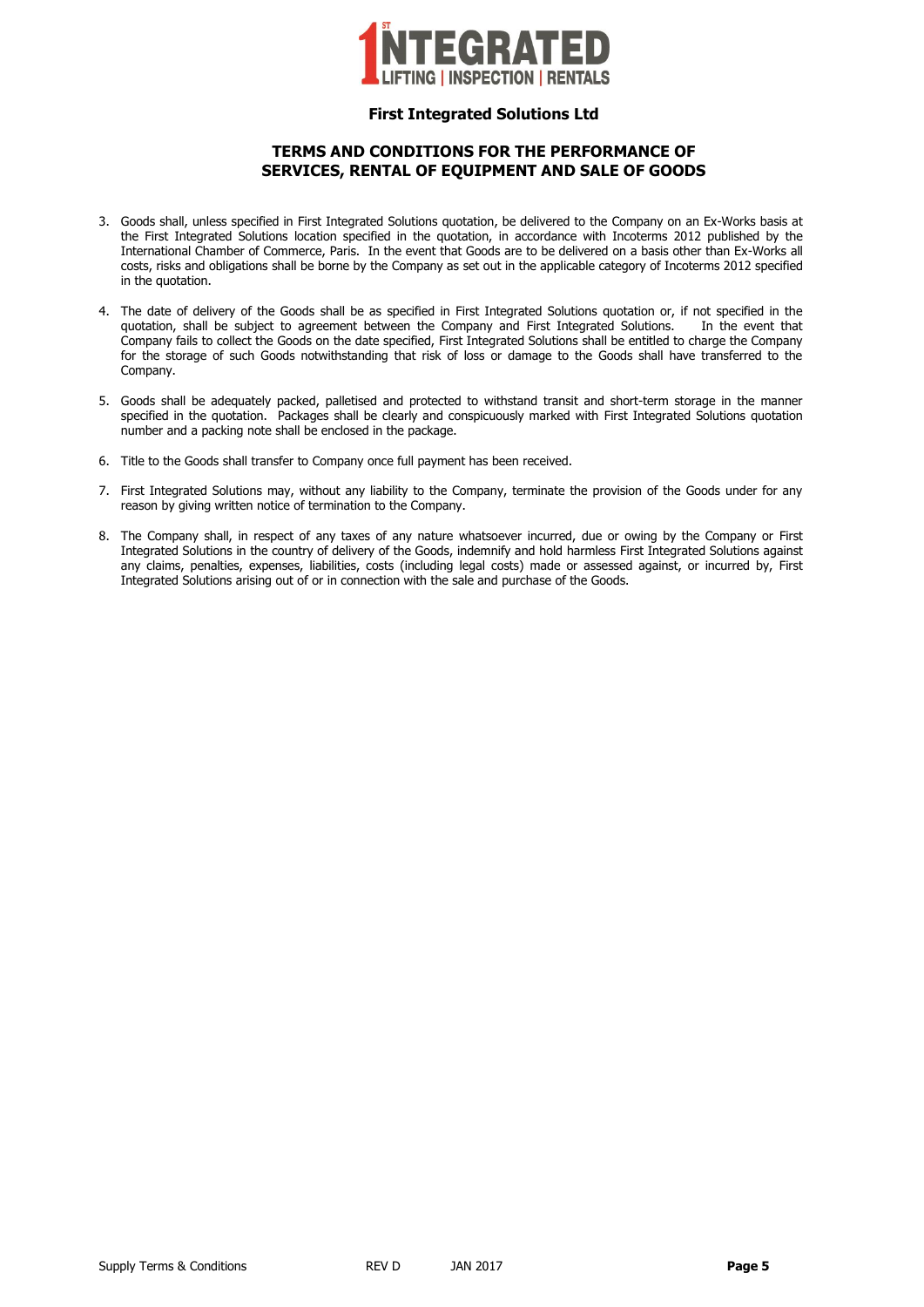**First Integrated Solutions Ltd**

## TERMS AND CONDITIONS FOR THE PERFORMANCE OF SERVICES, RENTAL OF EQUIPMENT AND SALE OF GOODS

3. Goods shall, unless specified in First Integrated Solutions quotation, be delivered to the Company on an Ex-Works basis at the First Integrated Solutions location specified in the quotation, in accordance with Incoterms 2012 published by the International Chamber of Commerce, Paris. In the event that Goods are to be delivered on a basis other than Ex-Works all costs, risks and obligations shall be borne by the Company as set out in the applicable category of Incoterms 2012 specified in the quotation.

4. The date of delivery of the Goods shall be as specified in First Integrated Solutions quotation or, if not specified in the quotation, shall be subject to agreement between the Company and First Integrated Solutions. In the event that Company fails to collect the Goods on the date specified, First Integrated Solutions shall be entitled to charge the Company for the storage of such Goods notwithstanding that risk of loss or damage to the Goods shall have transferred to the Company.

5. Goods shall be adequately packed, palletised and protected to withstand transit and short-term storage in the manner specified in the quotation. Packages shall be clearly and conspicuously marked with First Integrated Solutions quotation number and a packing note shall be enclosed in the package.

6. Title to the Goods shall transfer to Company once full payment has been received.

7. First Integrated Solutions may, without any liability to the Company, terminate the provision of the Goods under for any reason by giving written notice of termination to the Company.

8. The Company shall, in respect of any taxes of any nature whatsoever incurred, due or owing by the Company or First Integrated Solutions in the country of delivery of the Goods, indemnify and hold harmless First Integrated Solutions against any claims, penalties, expenses, liabilities, costs (including legal costs) made or assessed against, or incurred by, First Integrated Solutions arising out of or in connection with the sale and purchase of the Goods.